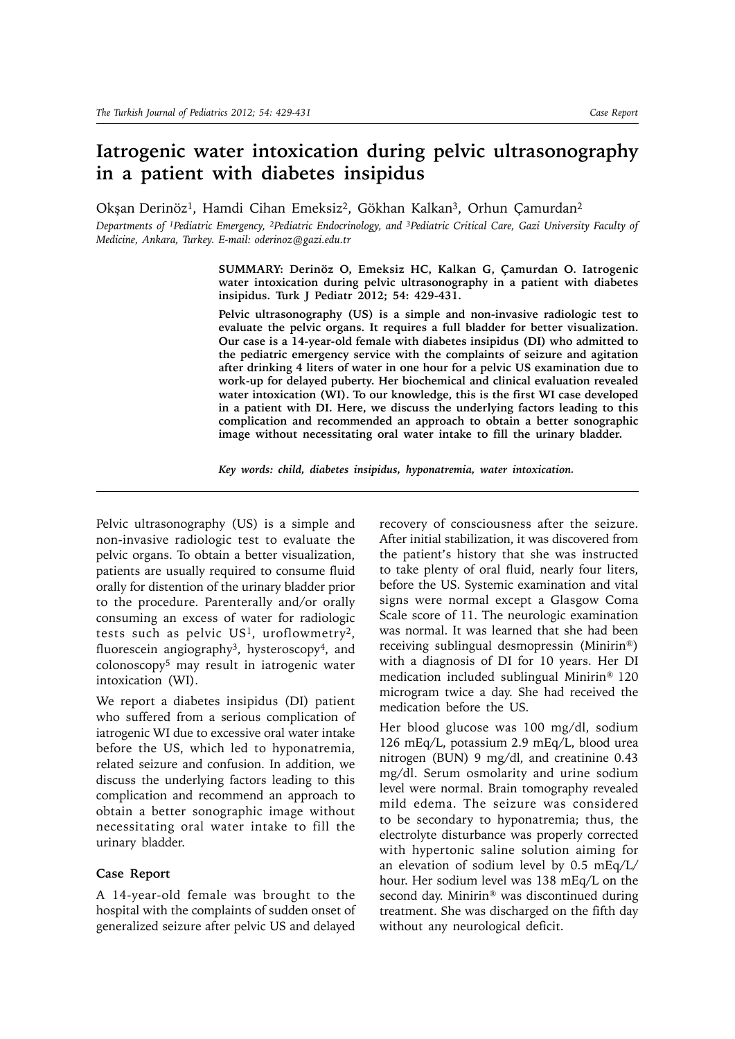# Iatrogenic water intoxication during pelvic ultrasonography in a patient with diabetes insipidus

Okşan Derinöz[1], Hamdi Cihan Emeksiz[2], Gökhan Kalkan[3], Orhun Çamurdan[2]

*Departments of [1]Pediatric Emergency, [2]Pediatric Endocrinology, and [3]Pediatric Critical Care, Gazi University Faculty of Medicine, Ankara, Turkey. E-mail: oderinoz@gazi.edu.tr*

**SUMMARY: Derinöz O, Emeksiz HC, Kalkan G, Çamurdan O. Iatrogenic water intoxication during pelvic ultrasonography in a patient with diabetes insipidus. Turk J Pediatr 2012; 54: 429-431.**

**Pelvic ultrasonography (US) is a simple and non-invasive radiologic test to evaluate the pelvic organs. It requires a full bladder for better visualization. Our case is a 14-year-old female with diabetes insipidus (DI) who admitted to the pediatric emergency service with the complaints of seizure and agitation after drinking 4 liters of water in one hour for a pelvic US examination due to work-up for delayed puberty. Her biochemical and clinical evaluation revealed water intoxication (WI). To our knowledge, this is the first WI case developed in a patient with DI. Here, we discuss the underlying factors leading to this complication and recommended an approach to obtain a better sonographic image without necessitating oral water intake to fill the urinary bladder.**

***Key words: child, diabetes insipidus, hyponatremia, water intoxication.***

Pelvic ultrasonography (US) is a simple and non-invasive radiologic test to evaluate the pelvic organs. To obtain a better visualization, patients are usually required to consume fluid orally for distention of the urinary bladder prior to the procedure. Parenterally and/or orally consuming an excess of water for radiologic tests such as pelvic US[1], uroflowmetry[2], fluorescein angiography[3], hysteroscopy[4], and colonoscopy[5] may result in iatrogenic water intoxication (WI).

We report a diabetes insipidus (DI) patient who suffered from a serious complication of iatrogenic WI due to excessive oral water intake before the US, which led to hyponatremia, related seizure and confusion. In addition, we discuss the underlying factors leading to this complication and recommend an approach to obtain a better sonographic image without necessitating oral water intake to fill the urinary bladder.

## Case Report

A 14-year-old female was brought to the hospital with the complaints of sudden onset of generalized seizure after pelvic US and delayed recovery of consciousness after the seizure. After initial stabilization, it was discovered from the patient's history that she was instructed to take plenty of oral fluid, nearly four liters, before the US. Systemic examination and vital signs were normal except a Glasgow Coma Scale score of 11. The neurologic examination was normal. It was learned that she had been receiving sublingual desmopressin (Minirin®) with a diagnosis of DI for 10 years. Her DI medication included sublingual Minirin® 120 microgram twice a day. She had received the medication before the US.

Her blood glucose was 100 mg/dl, sodium 126 mEq/L, potassium 2.9 mEq/L, blood urea nitrogen (BUN) 9 mg/dl, and creatinine 0.43 mg/dl. Serum osmolarity and urine sodium level were normal. Brain tomography revealed mild edema. The seizure was considered to be secondary to hyponatremia; thus, the electrolyte disturbance was properly corrected with hypertonic saline solution aiming for an elevation of sodium level by 0.5 mEq/L/hour. Her sodium level was 138 mEq/L on the second day. Minirin® was discontinued during treatment. She was discharged on the fifth day without any neurological deficit.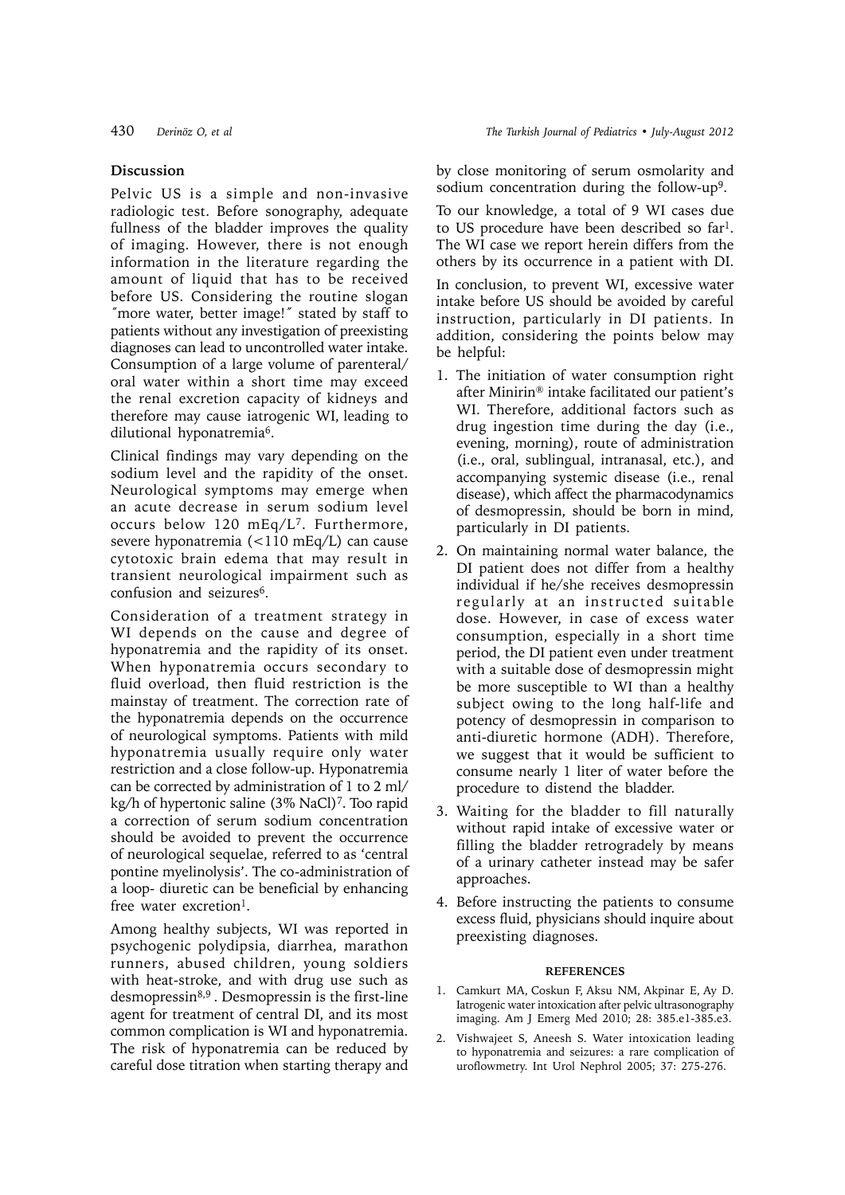## Discussion

Pelvic US is a simple and non-invasive radiologic test. Before sonography, adequate fullness of the bladder improves the quality of imaging. However, there is not enough information in the literature regarding the amount of liquid that has to be received before US. Considering the routine slogan ˝more water, better image!˝ stated by staff to patients without any investigation of preexisting diagnoses can lead to uncontrolled water intake. Consumption of a large volume of parenteral/oral water within a short time may exceed the renal excretion capacity of kidneys and therefore may cause iatrogenic WI, leading to dilutional hyponatremia[6].

Clinical findings may vary depending on the sodium level and the rapidity of the onset. Neurological symptoms may emerge when an acute decrease in serum sodium level occurs below 120 mEq/L[7]. Furthermore, severe hyponatremia (<110 mEq/L) can cause cytotoxic brain edema that may result in transient neurological impairment such as confusion and seizures[6].

Consideration of a treatment strategy in WI depends on the cause and degree of hyponatremia and the rapidity of its onset. When hyponatremia occurs secondary to fluid overload, then fluid restriction is the mainstay of treatment. The correction rate of the hyponatremia depends on the occurrence of neurological symptoms. Patients with mild hyponatremia usually require only water restriction and a close follow-up. Hyponatremia can be corrected by administration of 1 to 2 ml/kg/h of hypertonic saline (3% NaCl)[7]. Too rapid a correction of serum sodium concentration should be avoided to prevent the occurrence of neurological sequelae, referred to as 'central pontine myelinolysis'. The co-administration of a loop- diuretic can be beneficial by enhancing free water excretion[1].

Among healthy subjects, WI was reported in psychogenic polydipsia, diarrhea, marathon runners, abused children, young soldiers with heat-stroke, and with drug use such as desmopressin[8,9] . Desmopressin is the first-line agent for treatment of central DI, and its most common complication is WI and hyponatremia. The risk of hyponatremia can be reduced by careful dose titration when starting therapy and by close monitoring of serum osmolarity and sodium concentration during the follow-up[9].

To our knowledge, a total of 9 WI cases due to US procedure have been described so far[1]. The WI case we report herein differs from the others by its occurrence in a patient with DI.

In conclusion, to prevent WI, excessive water intake before US should be avoided by careful instruction, particularly in DI patients. In addition, considering the points below may be helpful:

1. The initiation of water consumption right after Minirin® intake facilitated our patient's WI. Therefore, additional factors such as drug ingestion time during the day (i.e., evening, morning), route of administration (i.e., oral, sublingual, intranasal, etc.), and accompanying systemic disease (i.e., renal disease), which affect the pharmacodynamics of desmopressin, should be born in mind, particularly in DI patients.
2. On maintaining normal water balance, the DI patient does not differ from a healthy individual if he/she receives desmopressin regularly at an instructed suitable dose. However, in case of excess water consumption, especially in a short time period, the DI patient even under treatment with a suitable dose of desmopressin might be more susceptible to WI than a healthy subject owing to the long half-life and potency of desmopressin in comparison to anti-diuretic hormone (ADH). Therefore, we suggest that it would be sufficient to consume nearly 1 liter of water before the procedure to distend the bladder.
3. Waiting for the bladder to fill naturally without rapid intake of excessive water or filling the bladder retrogradely by means of a urinary catheter instead may be safer approaches.
4. Before instructing the patients to consume excess fluid, physicians should inquire about preexisting diagnoses.

### REFERENCES

1. Camkurt MA, Coskun F, Aksu NM, Akpinar E, Ay D. Iatrogenic water intoxication after pelvic ultrasonography imaging. Am J Emerg Med 2010; 28: 385.e1-385.e3.
2. Vishwajeet S, Aneesh S. Water intoxication leading to hyponatremia and seizures: a rare complication of uroflowmetry. Int Urol Nephrol 2005; 37: 275-276.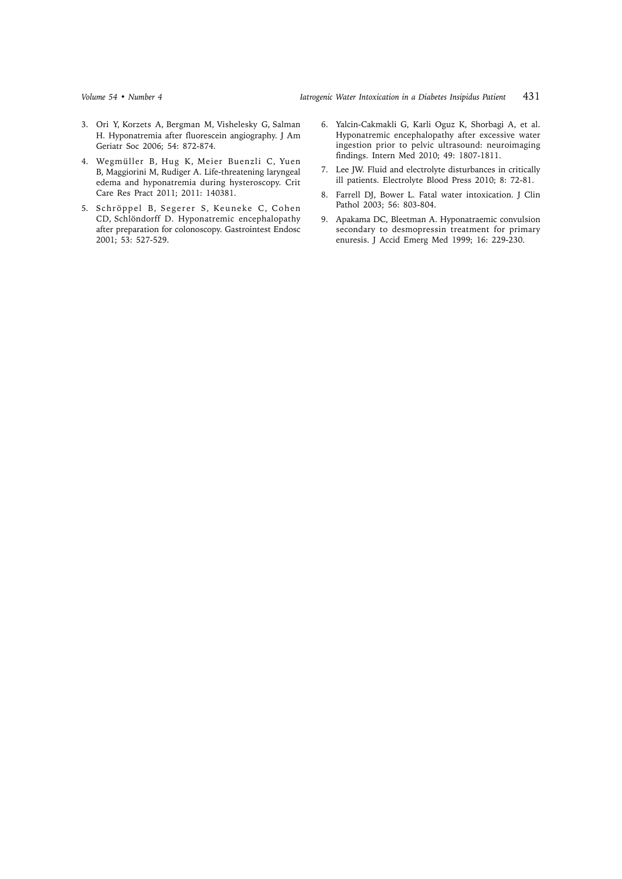3. Ori Y, Korzets A, Bergman M, Vishelesky G, Salman H. Hyponatremia after fluorescein angiography. J Am Geriatr Soc 2006; 54: 872-874.
4. Wegmüller B, Hug K, Meier Buenzli C, Yuen B, Maggiorini M, Rudiger A. Life-threatening laryngeal edema and hyponatremia during hysteroscopy. Crit Care Res Pract 2011; 2011: 140381.
5. Schröppel B, Segerer S, Keuneke C, Cohen CD, Schlöndorff D. Hyponatremic encephalopathy after preparation for colonoscopy. Gastrointest Endosc 2001; 53: 527-529.
6. Yalcin-Cakmakli G, Karli Oguz K, Shorbagi A, et al. Hyponatremic encephalopathy after excessive water ingestion prior to pelvic ultrasound: neuroimaging findings. Intern Med 2010; 49: 1807-1811.
7. Lee JW. Fluid and electrolyte disturbances in critically ill patients. Electrolyte Blood Press 2010; 8: 72-81.
8. Farrell DJ, Bower L. Fatal water intoxication. J Clin Pathol 2003; 56: 803-804.
9. Apakama DC, Bleetman A. Hyponatraemic convulsion secondary to desmopressin treatment for primary enuresis. J Accid Emerg Med 1999; 16: 229-230.